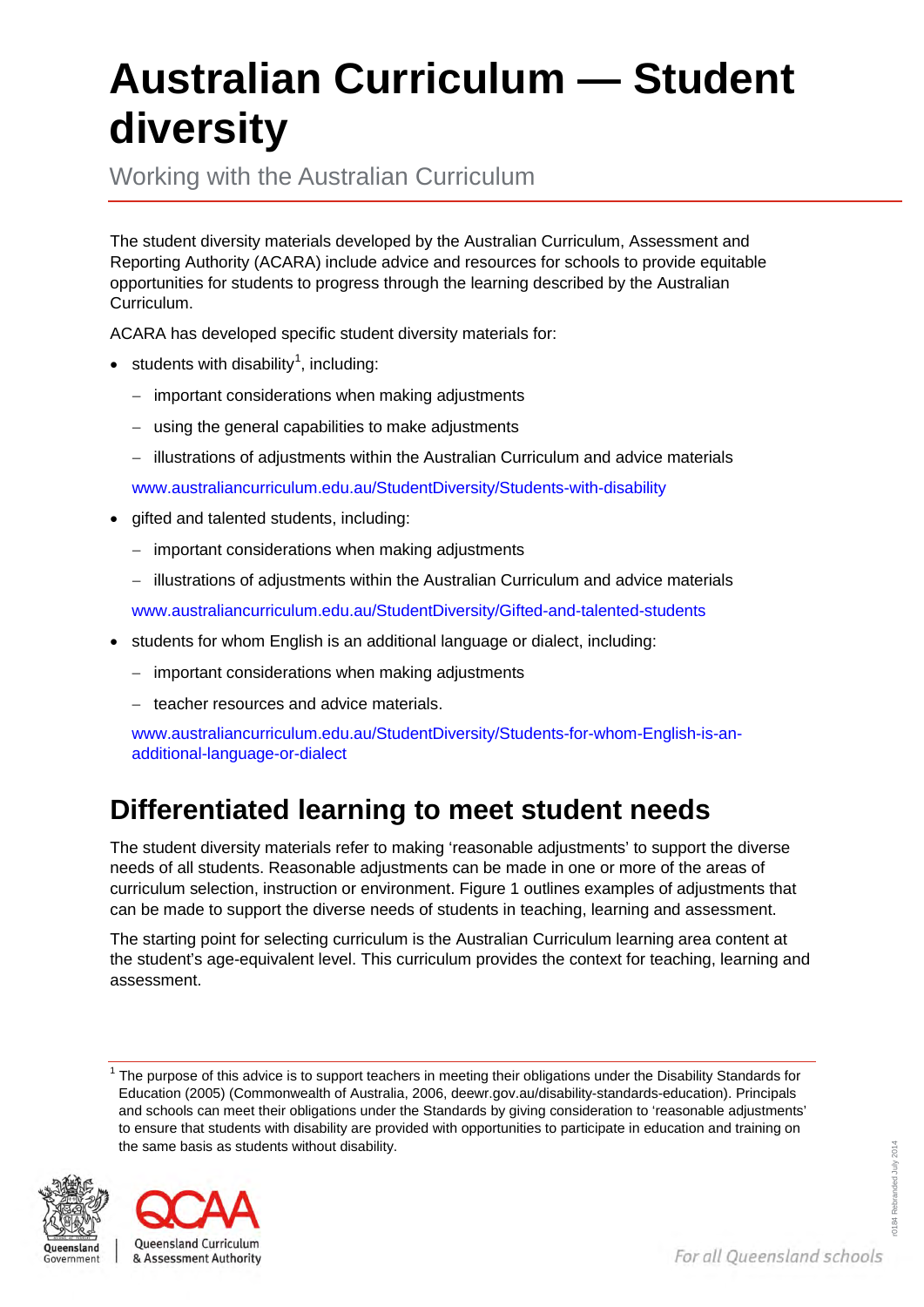# Australian Curriculum — Student diversity

Working with the Australian Curriculum

The student diversity materials developed by the Australian Curriculum, Assessment and Reporting Authority (ACARA) include advice and resources for schools to provide equitable opportunities for students to progress through the learning described by the Australian Curriculum.

ACARA has developed specific student diversity materials for:

- students with disability[1], including:
  - important considerations when making adjustments
  - using the general capabilities to make adjustments
  - illustrations of adjustments within the Australian Curriculum and advice materials

  www.australiancurriculum.edu.au/StudentDiversity/Students-with-disability
- gifted and talented students, including:
  - important considerations when making adjustments
  - illustrations of adjustments within the Australian Curriculum and advice materials

  www.australiancurriculum.edu.au/StudentDiversity/Gifted-and-talented-students
- students for whom English is an additional language or dialect, including:
  - important considerations when making adjustments
  - teacher resources and advice materials.

  www.australiancurriculum.edu.au/StudentDiversity/Students-for-whom-English-is-an-additional-language-or-dialect

## Differentiated learning to meet student needs

The student diversity materials refer to making 'reasonable adjustments' to support the diverse needs of all students. Reasonable adjustments can be made in one or more of the areas of curriculum selection, instruction or environment. Figure 1 outlines examples of adjustments that can be made to support the diverse needs of students in teaching, learning and assessment.

The starting point for selecting curriculum is the Australian Curriculum learning area content at the student's age-equivalent level. This curriculum provides the context for teaching, learning and assessment.

[1] The purpose of this advice is to support teachers in meeting their obligations under the Disability Standards for Education (2005) (Commonwealth of Australia, 2006, deewr.gov.au/disability-standards-education). Principals and schools can meet their obligations under the Standards by giving consideration to 'reasonable adjustments' to ensure that students with disability are provided with opportunities to participate in education and training on the same basis as students without disability.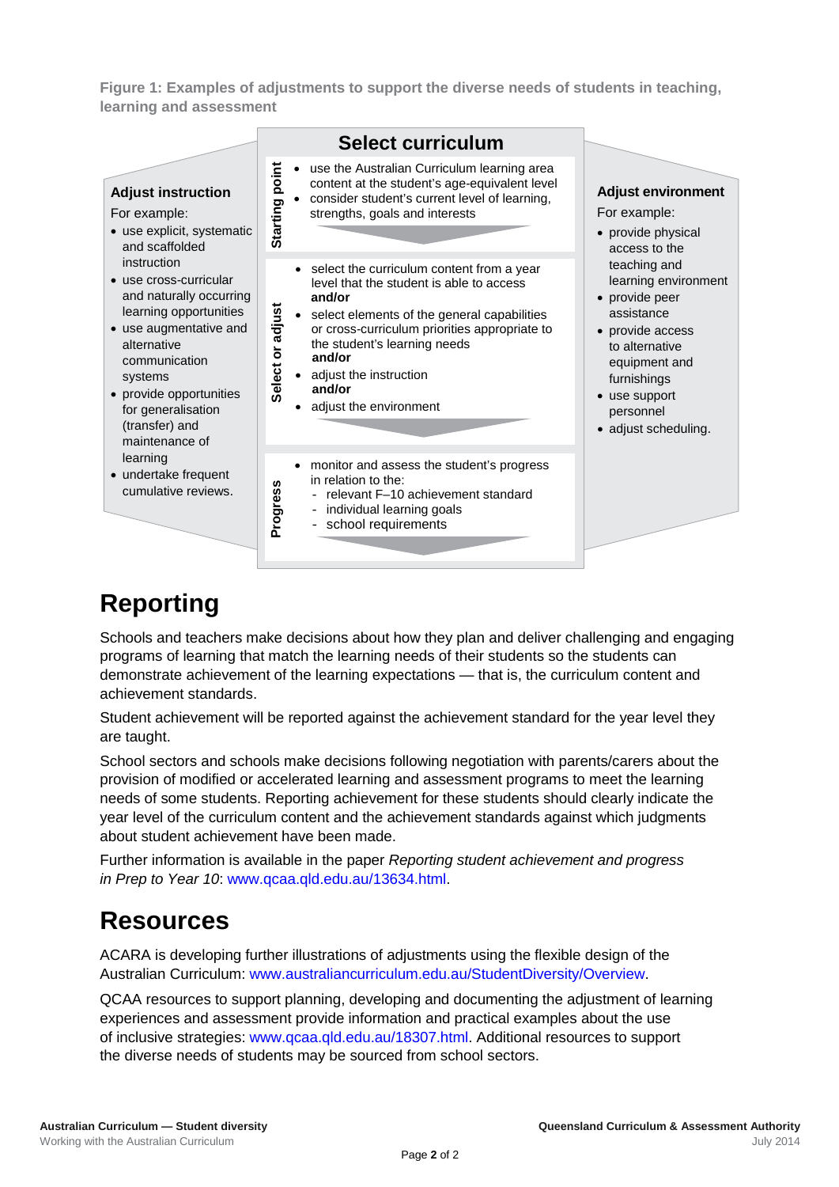**Figure 1: Examples of adjustments to support the diverse needs of students in teaching, learning and assessment**

### Adjust instruction

For example:

- use explicit, systematic and scaffolded instruction
- use cross-curricular and naturally occurring learning opportunities
- use augmentative and alternative communication systems
- provide opportunities for generalisation (transfer) and maintenance of learning
- undertake frequent cumulative reviews.

### Select curriculum

**Starting point**

- use the Australian Curriculum learning area content at the student's age-equivalent level
- consider student's current level of learning, strengths, goals and interests

**Select or adjust**

- select the curriculum content from a year level that the student is able to access
  **and/or**
- select elements of the general capabilities or cross-curriculum priorities appropriate to the student's learning needs
  **and/or**
- adjust the instruction
  **and/or**
- adjust the environment

**Progress**

- monitor and assess the student's progress in relation to the:
  - relevant F–10 achievement standard
  - individual learning goals
  - school requirements

### Adjust environment

For example:

- provide physical access to the teaching and learning environment
- provide peer assistance
- provide access to alternative equipment and furnishings
- use support personnel
- adjust scheduling.

# Reporting

Schools and teachers make decisions about how they plan and deliver challenging and engaging programs of learning that match the learning needs of their students so the students can demonstrate achievement of the learning expectations — that is, the curriculum content and achievement standards.

Student achievement will be reported against the achievement standard for the year level they are taught.

School sectors and schools make decisions following negotiation with parents/carers about the provision of modified or accelerated learning and assessment programs to meet the learning needs of some students. Reporting achievement for these students should clearly indicate the year level of the curriculum content and the achievement standards against which judgments about student achievement have been made.

Further information is available in the paper *Reporting student achievement and progress in Prep to Year 10*: www.qcaa.qld.edu.au/13634.html.

# Resources

ACARA is developing further illustrations of adjustments using the flexible design of the Australian Curriculum: www.australiancurriculum.edu.au/StudentDiversity/Overview.

QCAA resources to support planning, developing and documenting the adjustment of learning experiences and assessment provide information and practical examples about the use of inclusive strategies: www.qcaa.qld.edu.au/18307.html. Additional resources to support the diverse needs of students may be sourced from school sectors.